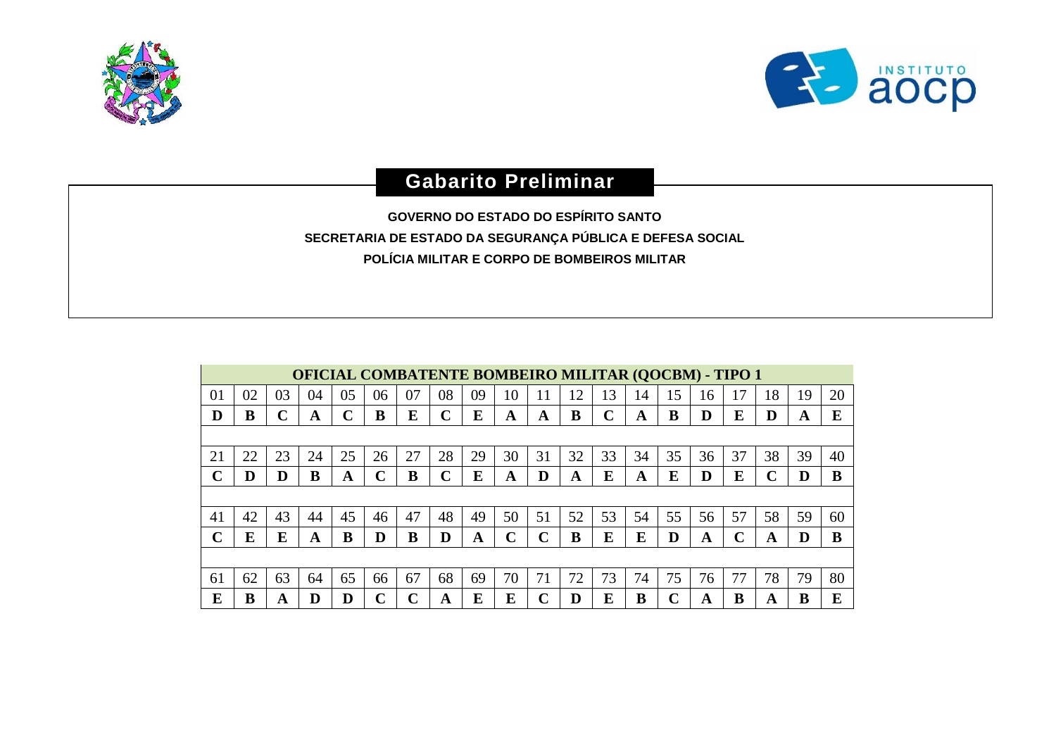# Gabarito Preliminar

**GOVERNO DO ESTADO DO ESPÍRITO SANTO**

**SECRETARIA DE ESTADO DA SEGURANÇA PÚBLICA E DEFESA SOCIAL**

**POLÍCIA MILITAR E CORPO DE BOMBEIROS MILITAR**

| OFICIAL COMBATENTE BOMBEIRO MILITAR (QOCBM) - TIPO 1 | | | | | | | | | | | | | | | | | | | |
|---|---|---|---|---|---|---|---|---|---|---|---|---|---|---|---|---|---|---|---|
| 01 | 02 | 03 | 04 | 05 | 06 | 07 | 08 | 09 | 10 | 11 | 12 | 13 | 14 | 15 | 16 | 17 | 18 | 19 | 20 |
| **D** | **B** | **C** | **A** | **C** | **B** | **E** | **C** | **E** | **A** | **A** | **B** | **C** | **A** | **B** | **D** | **E** | **D** | **A** | **E** |
| 21 | 22 | 23 | 24 | 25 | 26 | 27 | 28 | 29 | 30 | 31 | 32 | 33 | 34 | 35 | 36 | 37 | 38 | 39 | 40 |
| **C** | **D** | **D** | **B** | **A** | **C** | **B** | **C** | **E** | **A** | **D** | **A** | **E** | **A** | **E** | **D** | **E** | **C** | **D** | **B** |
| 41 | 42 | 43 | 44 | 45 | 46 | 47 | 48 | 49 | 50 | 51 | 52 | 53 | 54 | 55 | 56 | 57 | 58 | 59 | 60 |
| **C** | **E** | **E** | **A** | **B** | **D** | **B** | **D** | **A** | **C** | **C** | **B** | **E** | **E** | **D** | **A** | **C** | **A** | **D** | **B** |
| 61 | 62 | 63 | 64 | 65 | 66 | 67 | 68 | 69 | 70 | 71 | 72 | 73 | 74 | 75 | 76 | 77 | 78 | 79 | 80 |
| **E** | **B** | **A** | **D** | **D** | **C** | **C** | **A** | **E** | **E** | **C** | **D** | **E** | **B** | **C** | **A** | **B** | **A** | **B** | **E** |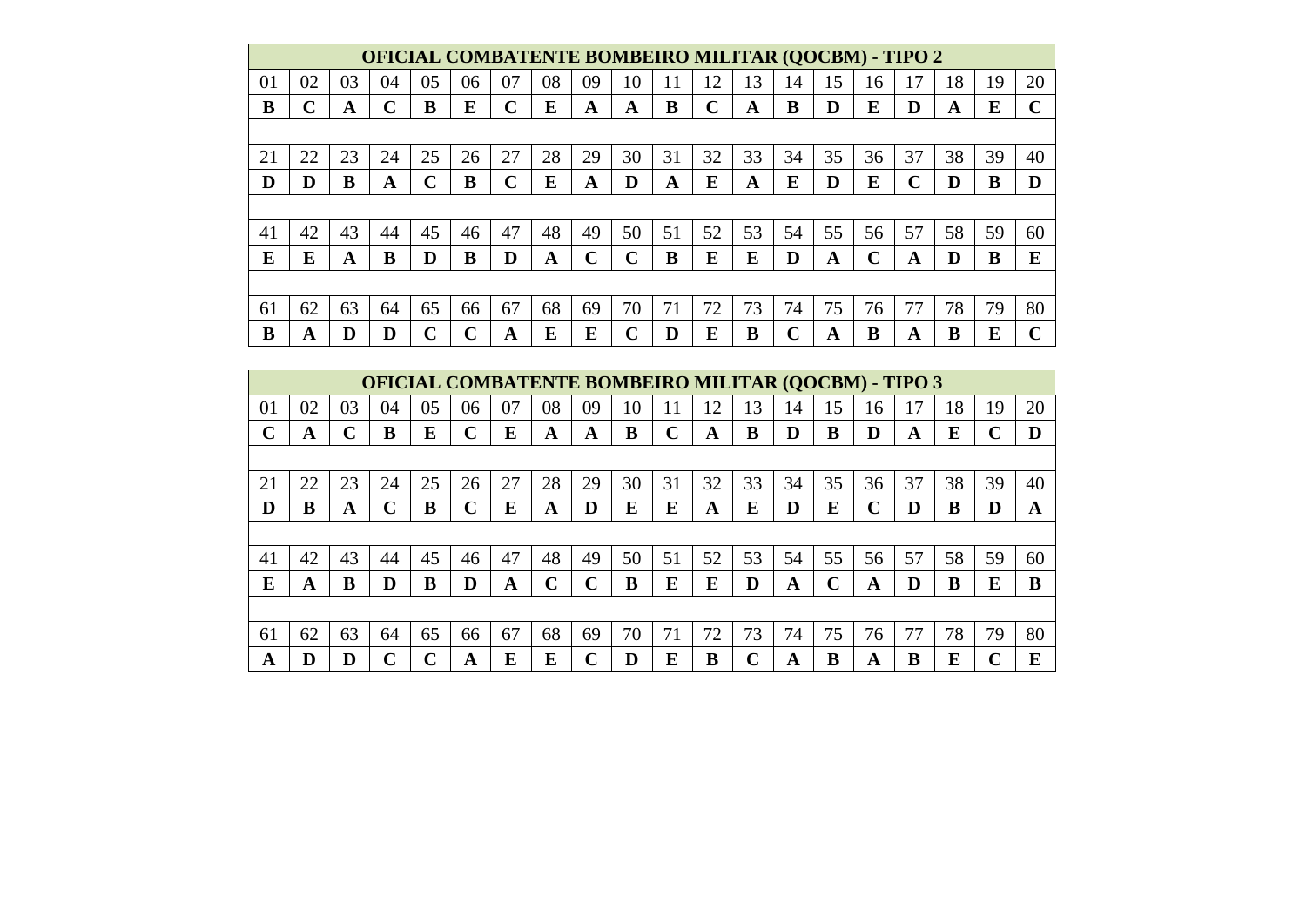## OFICIAL COMBATENTE BOMBEIRO MILITAR (QOCBM) - TIPO 2

| 01 | 02 | 03 | 04 | 05 | 06 | 07 | 08 | 09 | 10 | 11 | 12 | 13 | 14 | 15 | 16 | 17 | 18 | 19 | 20 |
|---|---|---|---|---|---|---|---|---|---|---|---|---|---|---|---|---|---|---|---|
| **B** | **C** | **A** | **C** | **B** | **E** | **C** | **E** | **A** | **A** | **B** | **C** | **A** | **B** | **D** | **E** | **D** | **A** | **E** | **C** |

| 21 | 22 | 23 | 24 | 25 | 26 | 27 | 28 | 29 | 30 | 31 | 32 | 33 | 34 | 35 | 36 | 37 | 38 | 39 | 40 |
|---|---|---|---|---|---|---|---|---|---|---|---|---|---|---|---|---|---|---|---|
| **D** | **D** | **B** | **A** | **C** | **B** | **C** | **E** | **A** | **D** | **A** | **E** | **A** | **E** | **D** | **E** | **C** | **D** | **B** | **D** |

| 41 | 42 | 43 | 44 | 45 | 46 | 47 | 48 | 49 | 50 | 51 | 52 | 53 | 54 | 55 | 56 | 57 | 58 | 59 | 60 |
|---|---|---|---|---|---|---|---|---|---|---|---|---|---|---|---|---|---|---|---|
| **E** | **E** | **A** | **B** | **D** | **B** | **D** | **A** | **C** | **C** | **B** | **E** | **E** | **D** | **A** | **C** | **A** | **D** | **B** | **E** |

| 61 | 62 | 63 | 64 | 65 | 66 | 67 | 68 | 69 | 70 | 71 | 72 | 73 | 74 | 75 | 76 | 77 | 78 | 79 | 80 |
|---|---|---|---|---|---|---|---|---|---|---|---|---|---|---|---|---|---|---|---|
| **B** | **A** | **D** | **D** | **C** | **C** | **A** | **E** | **E** | **C** | **D** | **E** | **B** | **C** | **A** | **B** | **A** | **B** | **E** | **C** |

## OFICIAL COMBATENTE BOMBEIRO MILITAR (QOCBM) - TIPO 3

| 01 | 02 | 03 | 04 | 05 | 06 | 07 | 08 | 09 | 10 | 11 | 12 | 13 | 14 | 15 | 16 | 17 | 18 | 19 | 20 |
|---|---|---|---|---|---|---|---|---|---|---|---|---|---|---|---|---|---|---|---|
| **C** | **A** | **C** | **B** | **E** | **C** | **E** | **A** | **A** | **B** | **C** | **A** | **B** | **D** | **B** | **D** | **A** | **E** | **C** | **D** |

| 21 | 22 | 23 | 24 | 25 | 26 | 27 | 28 | 29 | 30 | 31 | 32 | 33 | 34 | 35 | 36 | 37 | 38 | 39 | 40 |
|---|---|---|---|---|---|---|---|---|---|---|---|---|---|---|---|---|---|---|---|
| **D** | **B** | **A** | **C** | **B** | **C** | **E** | **A** | **D** | **E** | **E** | **A** | **E** | **D** | **E** | **C** | **D** | **B** | **D** | **A** |

| 41 | 42 | 43 | 44 | 45 | 46 | 47 | 48 | 49 | 50 | 51 | 52 | 53 | 54 | 55 | 56 | 57 | 58 | 59 | 60 |
|---|---|---|---|---|---|---|---|---|---|---|---|---|---|---|---|---|---|---|---|
| **E** | **A** | **B** | **D** | **B** | **D** | **A** | **C** | **C** | **B** | **E** | **E** | **D** | **A** | **C** | **A** | **D** | **B** | **E** | **B** |

| 61 | 62 | 63 | 64 | 65 | 66 | 67 | 68 | 69 | 70 | 71 | 72 | 73 | 74 | 75 | 76 | 77 | 78 | 79 | 80 |
|---|---|---|---|---|---|---|---|---|---|---|---|---|---|---|---|---|---|---|---|
| **A** | **D** | **D** | **C** | **C** | **A** | **E** | **E** | **C** | **D** | **E** | **B** | **C** | **A** | **B** | **A** | **B** | **E** | **C** | **E** |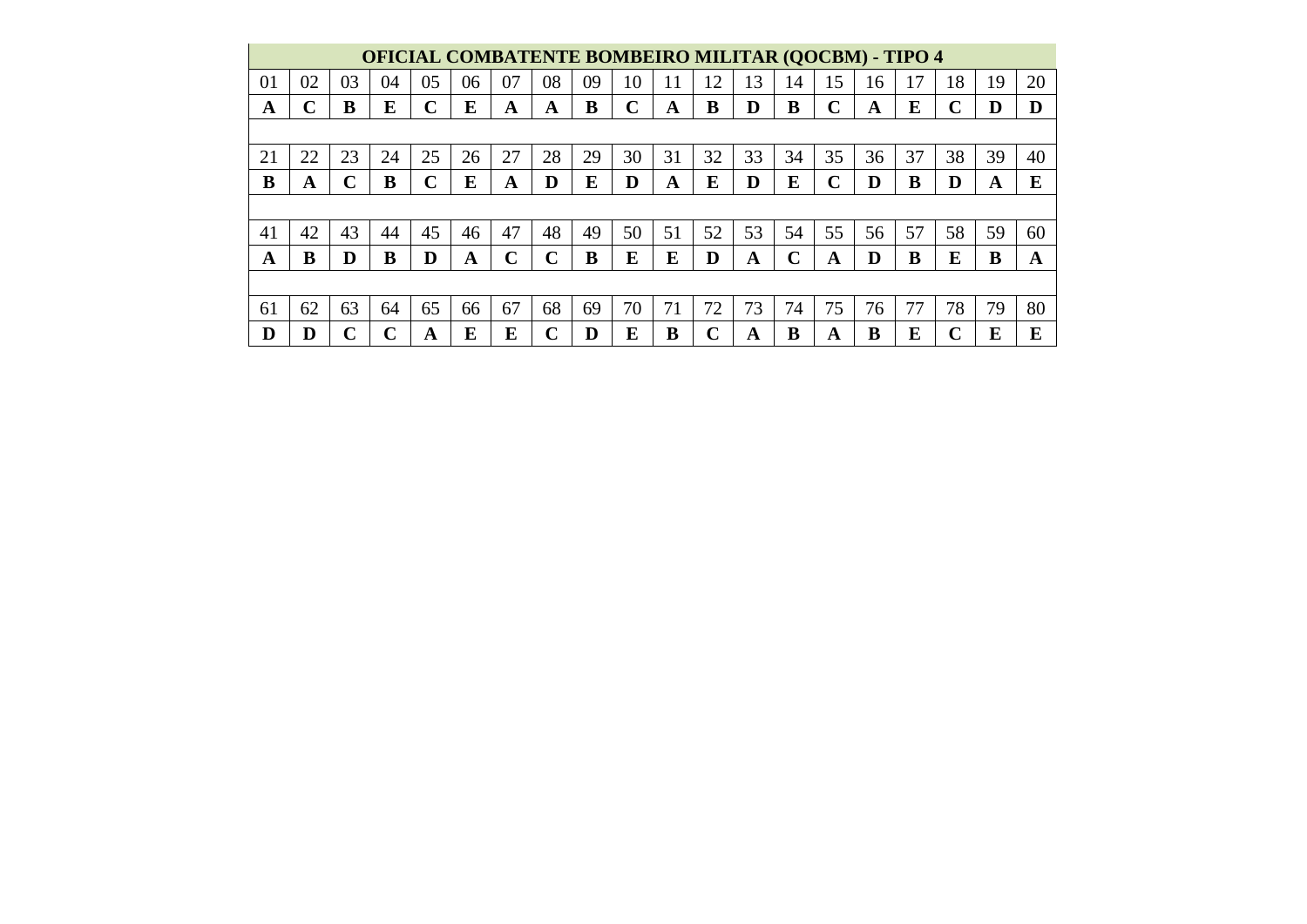| OFICIAL COMBATENTE BOMBEIRO MILITAR (QOCBM) - TIPO 4 | | | | | | | | | | | | | | | | | | | |
|---|---|---|---|---|---|---|---|---|---|---|---|---|---|---|---|---|---|---|---|
| 01 | 02 | 03 | 04 | 05 | 06 | 07 | 08 | 09 | 10 | 11 | 12 | 13 | 14 | 15 | 16 | 17 | 18 | 19 | 20 |
| **A** | **C** | **B** | **E** | **C** | **E** | **A** | **A** | **B** | **C** | **A** | **B** | **D** | **B** | **C** | **A** | **E** | **C** | **D** | **D** |
| | | | | | | | | | | | | | | | | | | | |
| 21 | 22 | 23 | 24 | 25 | 26 | 27 | 28 | 29 | 30 | 31 | 32 | 33 | 34 | 35 | 36 | 37 | 38 | 39 | 40 |
| **B** | **A** | **C** | **B** | **C** | **E** | **A** | **D** | **E** | **D** | **A** | **E** | **D** | **E** | **C** | **D** | **B** | **D** | **A** | **E** |
| | | | | | | | | | | | | | | | | | | | |
| 41 | 42 | 43 | 44 | 45 | 46 | 47 | 48 | 49 | 50 | 51 | 52 | 53 | 54 | 55 | 56 | 57 | 58 | 59 | 60 |
| **A** | **B** | **D** | **B** | **D** | **A** | **C** | **C** | **B** | **E** | **E** | **D** | **A** | **C** | **A** | **D** | **B** | **E** | **B** | **A** |
| | | | | | | | | | | | | | | | | | | | |
| 61 | 62 | 63 | 64 | 65 | 66 | 67 | 68 | 69 | 70 | 71 | 72 | 73 | 74 | 75 | 76 | 77 | 78 | 79 | 80 |
| **D** | **D** | **C** | **C** | **A** | **E** | **E** | **C** | **D** | **E** | **B** | **C** | **A** | **B** | **A** | **B** | **E** | **C** | **E** | **E** |